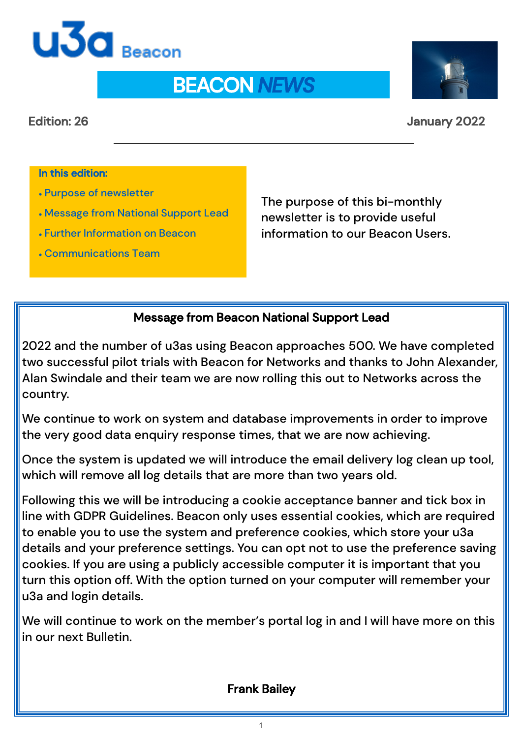u3a Beacon

# BEACON *NEWS*

**Edition: 26** **January 2022**

---

**In this edition:**

- Purpose of newsletter
- Message from National Support Lead
- Further Information on Beacon
- Communications Team

The purpose of this bi-monthly newsletter is to provide useful information to our Beacon Users.

## Message from Beacon National Support Lead

2022 and the number of u3as using Beacon approaches 500. We have completed two successful pilot trials with Beacon for Networks and thanks to John Alexander, Alan Swindale and their team we are now rolling this out to Networks across the country.

We continue to work on system and database improvements in order to improve the very good data enquiry response times, that we are now achieving.

Once the system is updated we will introduce the email delivery log clean up tool, which will remove all log details that are more than two years old.

Following this we will be introducing a cookie acceptance banner and tick box in line with GDPR Guidelines. Beacon only uses essential cookies, which are required to enable you to use the system and preference cookies, which store your u3a details and your preference settings. You can opt not to use the preference saving cookies. If you are using a publicly accessible computer it is important that you turn this option off. With the option turned on your computer will remember your u3a and login details.

We will continue to work on the member's portal log in and I will have more on this in our next Bulletin.

**Frank Bailey**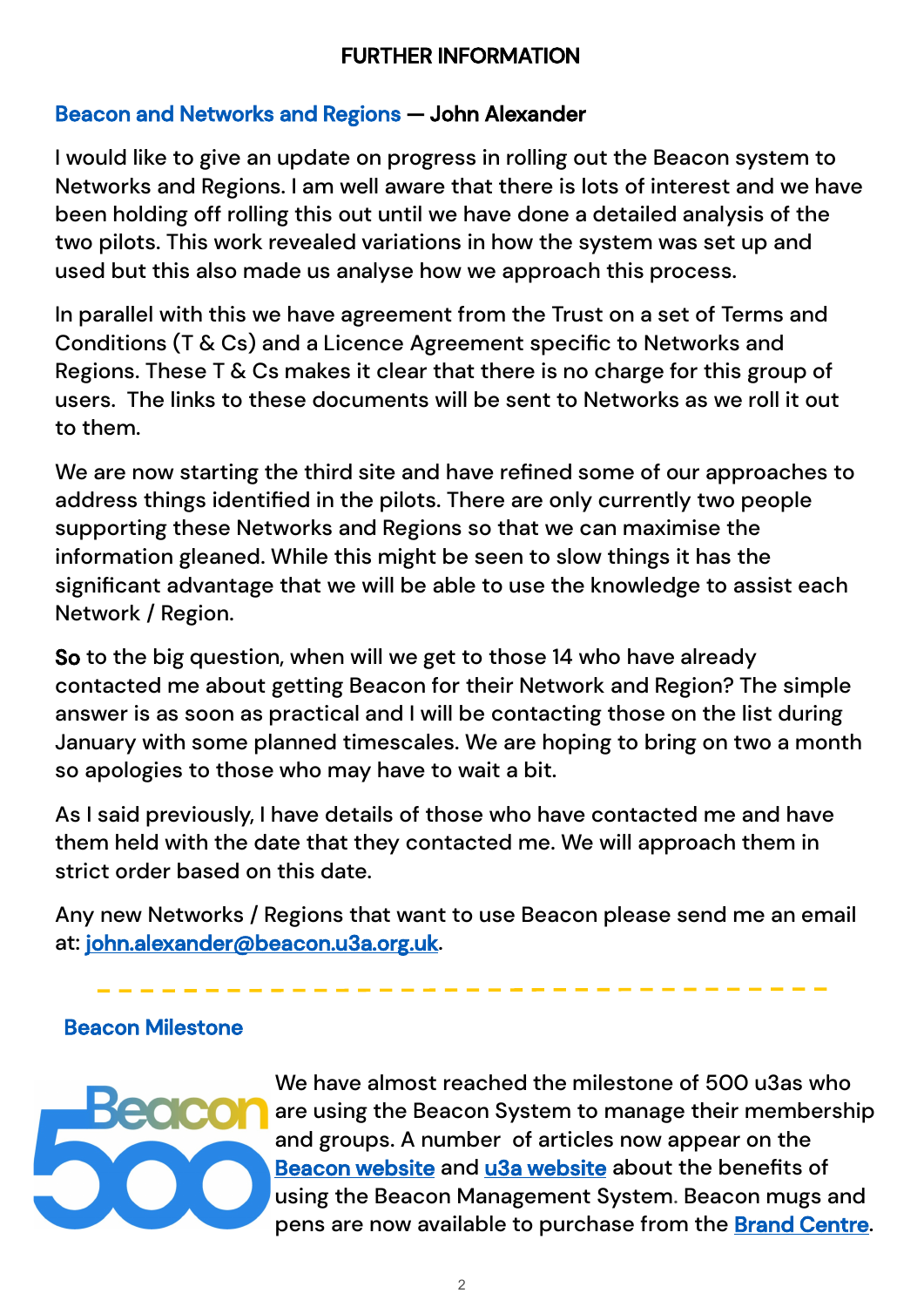## FURTHER INFORMATION

### Beacon and Networks and Regions — John Alexander

I would like to give an update on progress in rolling out the Beacon system to Networks and Regions. I am well aware that there is lots of interest and we have been holding off rolling this out until we have done a detailed analysis of the two pilots. This work revealed variations in how the system was set up and used but this also made us analyse how we approach this process.

In parallel with this we have agreement from the Trust on a set of Terms and Conditions (T & Cs) and a Licence Agreement specific to Networks and Regions. These T & Cs makes it clear that there is no charge for this group of users. The links to these documents will be sent to Networks as we roll it out to them.

We are now starting the third site and have refined some of our approaches to address things identified in the pilots. There are only currently two people supporting these Networks and Regions so that we can maximise the information gleaned. While this might be seen to slow things it has the significant advantage that we will be able to use the knowledge to assist each Network / Region.

So to the big question, when will we get to those 14 who have already contacted me about getting Beacon for their Network and Region? The simple answer is as soon as practical and I will be contacting those on the list during January with some planned timescales. We are hoping to bring on two a month so apologies to those who may have to wait a bit.

As I said previously, I have details of those who have contacted me and have them held with the date that they contacted me. We will approach them in strict order based on this date.

Any new Networks / Regions that want to use Beacon please send me an email at: john.alexander@beacon.u3a.org.uk.

---

### Beacon Milestone

We have almost reached the milestone of 500 u3as who are using the Beacon System to manage their membership and groups. A number of articles now appear on the Beacon website and u3a website about the benefits of using the Beacon Management System. Beacon mugs and pens are now available to purchase from the Brand Centre.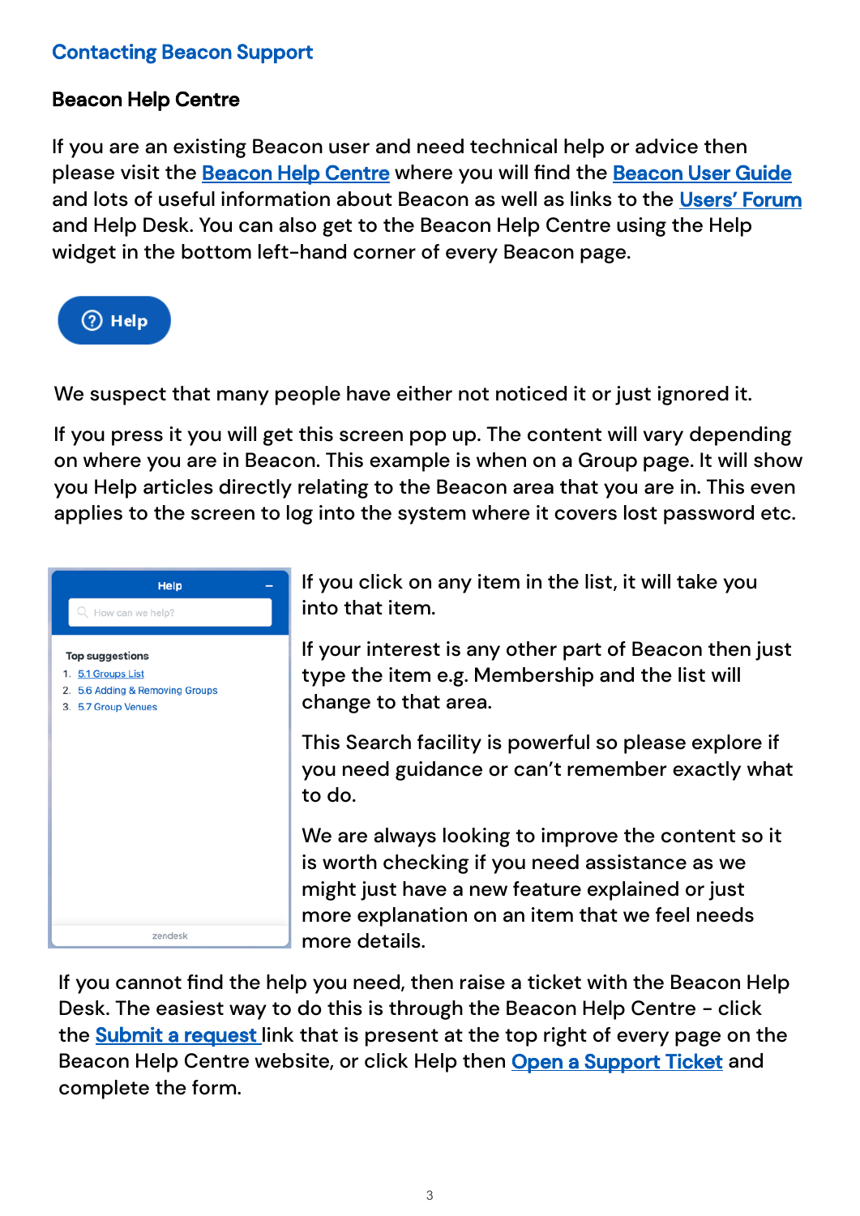## Contacting Beacon Support

### Beacon Help Centre

If you are an existing Beacon user and need technical help or advice then please visit the [Beacon Help Centre] where you will find the [Beacon User Guide] and lots of useful information about Beacon as well as links to the [Users' Forum] and Help Desk. You can also get to the Beacon Help Centre using the Help widget in the bottom left-hand corner of every Beacon page.

We suspect that many people have either not noticed it or just ignored it.

If you press it you will get this screen pop up. The content will vary depending on where you are in Beacon. This example is when on a Group page. It will show you Help articles directly relating to the Beacon area that you are in. This even applies to the screen to log into the system where it covers lost password etc.

If you click on any item in the list, it will take you into that item.

If your interest is any other part of Beacon then just type the item e.g. Membership and the list will change to that area.

This Search facility is powerful so please explore if you need guidance or can't remember exactly what to do.

We are always looking to improve the content so it is worth checking if you need assistance as we might just have a new feature explained or just more explanation on an item that we feel needs more details.

If you cannot find the help you need, then raise a ticket with the Beacon Help Desk. The easiest way to do this is through the Beacon Help Centre - click the [Submit a request] link that is present at the top right of every page on the Beacon Help Centre website, or click Help then [Open a Support Ticket] and complete the form.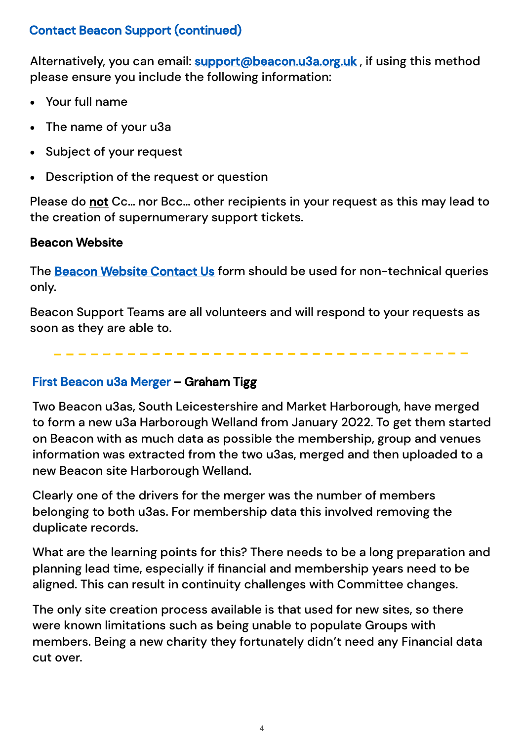## Contact Beacon Support (continued)

Alternatively, you can email: **support@beacon.u3a.org.uk** , if using this method please ensure you include the following information:

- Your full name
- The name of your u3a
- Subject of your request
- Description of the request or question

Please do **not** Cc… nor Bcc… other recipients in your request as this may lead to the creation of supernumerary support tickets.

**Beacon Website**

The **Beacon Website Contact Us** form should be used for non-technical queries only.

Beacon Support Teams are all volunteers and will respond to your requests as soon as they are able to.

---

## First Beacon u3a Merger – Graham Tigg

Two Beacon u3as, South Leicestershire and Market Harborough, have merged to form a new u3a Harborough Welland from January 2022. To get them started on Beacon with as much data as possible the membership, group and venues information was extracted from the two u3as, merged and then uploaded to a new Beacon site Harborough Welland.

Clearly one of the drivers for the merger was the number of members belonging to both u3as. For membership data this involved removing the duplicate records.

What are the learning points for this? There needs to be a long preparation and planning lead time, especially if financial and membership years need to be aligned. This can result in continuity challenges with Committee changes.

The only site creation process available is that used for new sites, so there were known limitations such as being unable to populate Groups with members. Being a new charity they fortunately didn't need any Financial data cut over.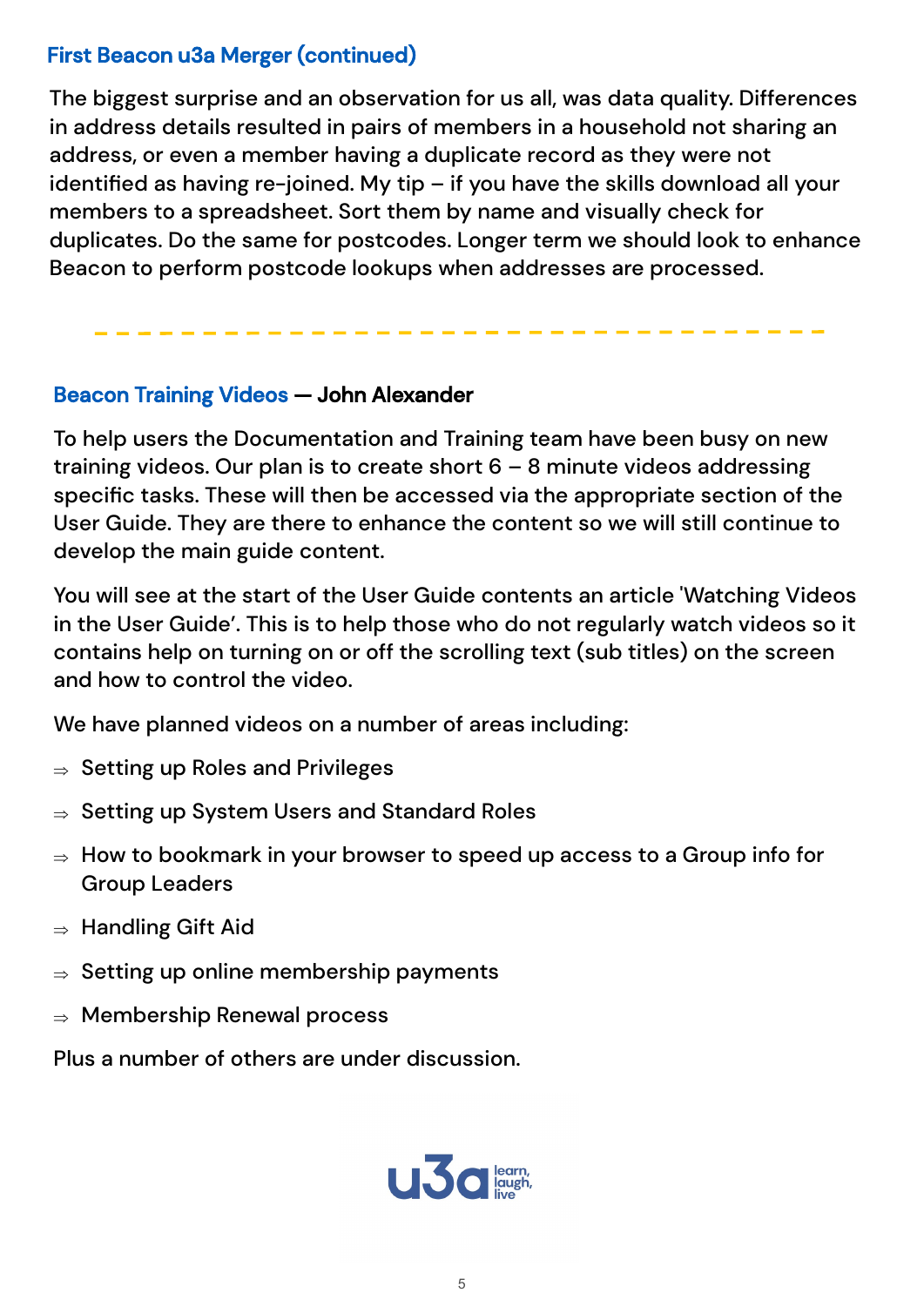### First Beacon u3a Merger (continued)

The biggest surprise and an observation for us all, was data quality. Differences in address details resulted in pairs of members in a household not sharing an address, or even a member having a duplicate record as they were not identified as having re-joined. My tip – if you have the skills download all your members to a spreadsheet. Sort them by name and visually check for duplicates. Do the same for postcodes. Longer term we should look to enhance Beacon to perform postcode lookups when addresses are processed.

---

### Beacon Training Videos — **John Alexander**

To help users the Documentation and Training team have been busy on new training videos. Our plan is to create short 6 – 8 minute videos addressing specific tasks. These will then be accessed via the appropriate section of the User Guide. They are there to enhance the content so we will still continue to develop the main guide content.

You will see at the start of the User Guide contents an article 'Watching Videos in the User Guide'. This is to help those who do not regularly watch videos so it contains help on turning on or off the scrolling text (sub titles) on the screen and how to control the video.

We have planned videos on a number of areas including:

- ⇒ Setting up Roles and Privileges
- ⇒ Setting up System Users and Standard Roles
- ⇒ How to bookmark in your browser to speed up access to a Group info for Group Leaders
- ⇒ Handling Gift Aid
- ⇒ Setting up online membership payments
- ⇒ Membership Renewal process

Plus a number of others are under discussion.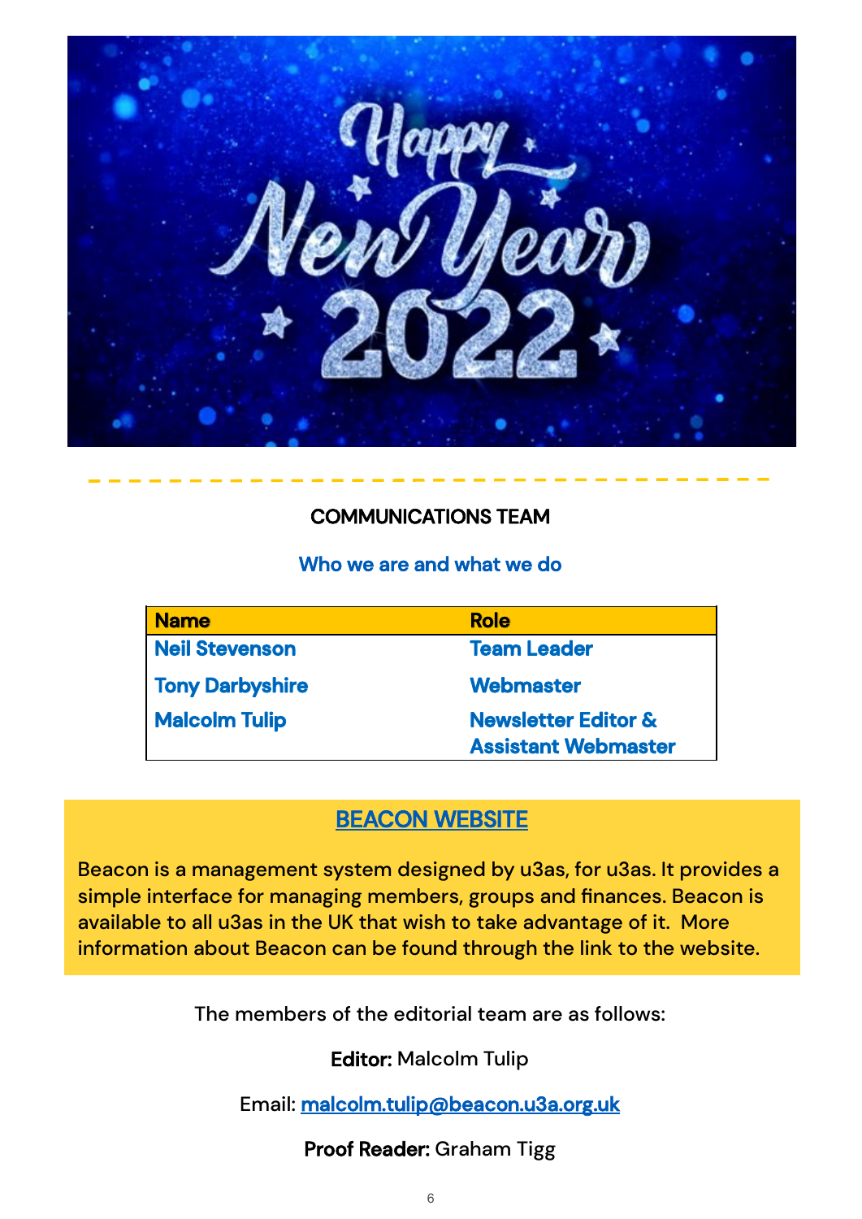## COMMUNICATIONS TEAM

### Who we are and what we do

| Name | Role |
| --- | --- |
| Neil Stevenson | Team Leader |
| Tony Darbyshire | Webmaster |
| Malcolm Tulip | Newsletter Editor & Assistant Webmaster |

## BEACON WEBSITE

Beacon is a management system designed by u3as, for u3as. It provides a simple interface for managing members, groups and finances. Beacon is available to all u3as in the UK that wish to take advantage of it. More information about Beacon can be found through the link to the website.

The members of the editorial team are as follows:

**Editor:** Malcolm Tulip

Email: malcolm.tulip@beacon.u3a.org.uk

**Proof Reader:** Graham Tigg